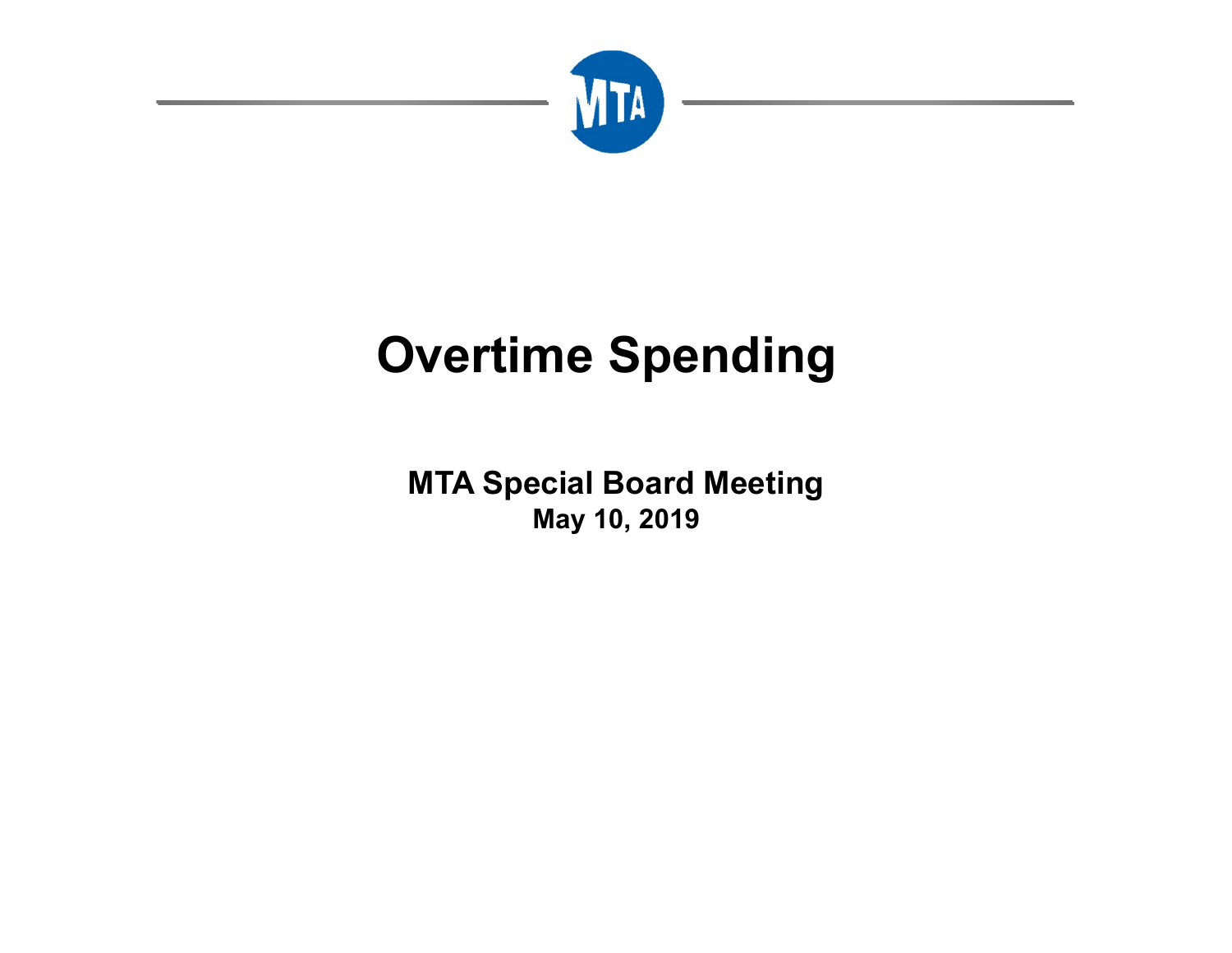# Overtime Spending

**MTA Special Board Meeting**
**May 10, 2019**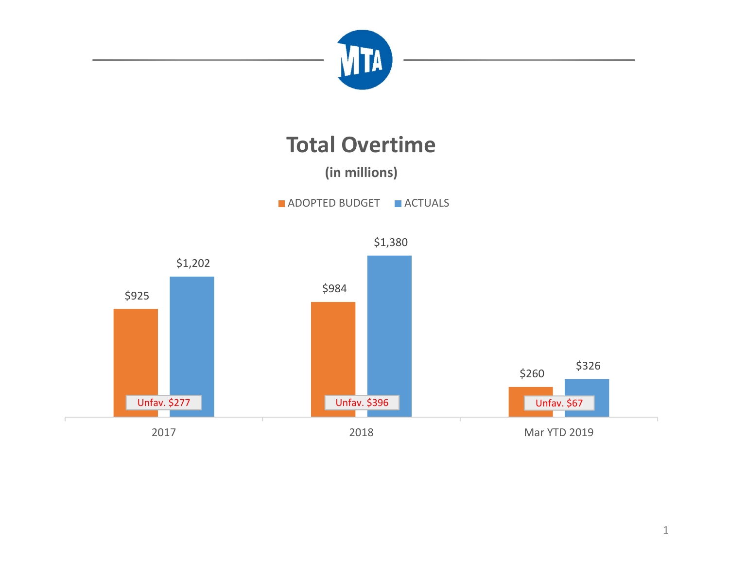# Total Overtime

**(in millions)**

| | ADOPTED BUDGET | ACTUALS | Variance |
|---|---|---|---|
| 2017 | $925 | $1,202 | Unfav. $277 |
| 2018 | $984 | $1,380 | Unfav. $396 |
| Mar YTD 2019 | $260 | $326 | Unfav. $67 |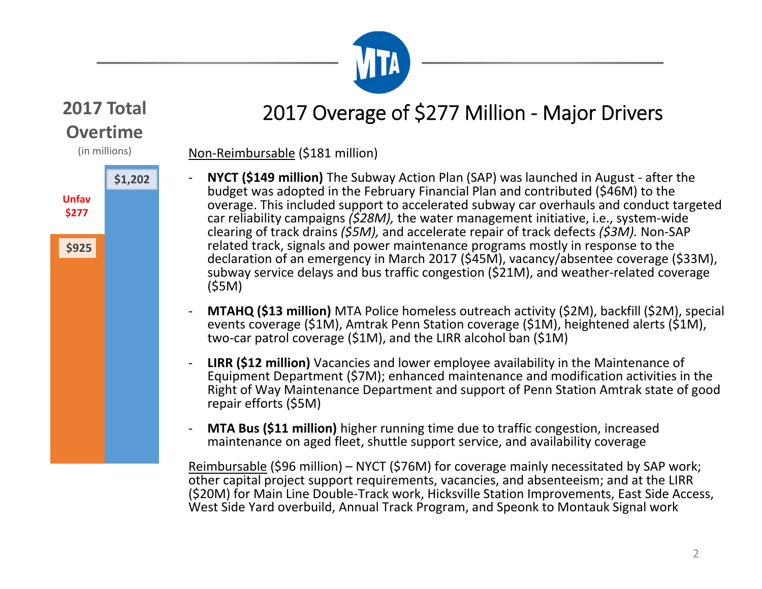## 2017 Total Overtime

(in millions)

Unfav $277

$925

$1,202

# 2017 Overage of $277 Million - Major Drivers

Non-Reimbursable ($181 million)

- **NYCT ($149 million)** The Subway Action Plan (SAP) was launched in August - after the budget was adopted in the February Financial Plan and contributed ($46M) to the overage. This included support to accelerated subway car overhauls and conduct targeted car reliability campaigns *($28M),* the water management initiative, i.e., system-wide clearing of track drains *($5M),* and accelerate repair of track defects *($3M).* Non-SAP related track, signals and power maintenance programs mostly in response to the declaration of an emergency in March 2017 ($45M), vacancy/absentee coverage ($33M), subway service delays and bus traffic congestion ($21M), and weather-related coverage ($5M)
- **MTAHQ ($13 million)** MTA Police homeless outreach activity ($2M), backfill ($2M), special events coverage ($1M), Amtrak Penn Station coverage ($1M), heightened alerts ($1M), two-car patrol coverage ($1M), and the LIRR alcohol ban ($1M)
- **LIRR ($12 million)** Vacancies and lower employee availability in the Maintenance of Equipment Department ($7M); enhanced maintenance and modification activities in the Right of Way Maintenance Department and support of Penn Station Amtrak state of good repair efforts ($5M)
- **MTA Bus ($11 million)** higher running time due to traffic congestion, increased maintenance on aged fleet, shuttle support service, and availability coverage

Reimbursable ($96 million) – NYCT ($76M) for coverage mainly necessitated by SAP work; other capital project support requirements, vacancies, and absenteeism; and at the LIRR ($20M) for Main Line Double-Track work, Hicksville Station Improvements, East Side Access, West Side Yard overbuild, Annual Track Program, and Speonk to Montauk Signal work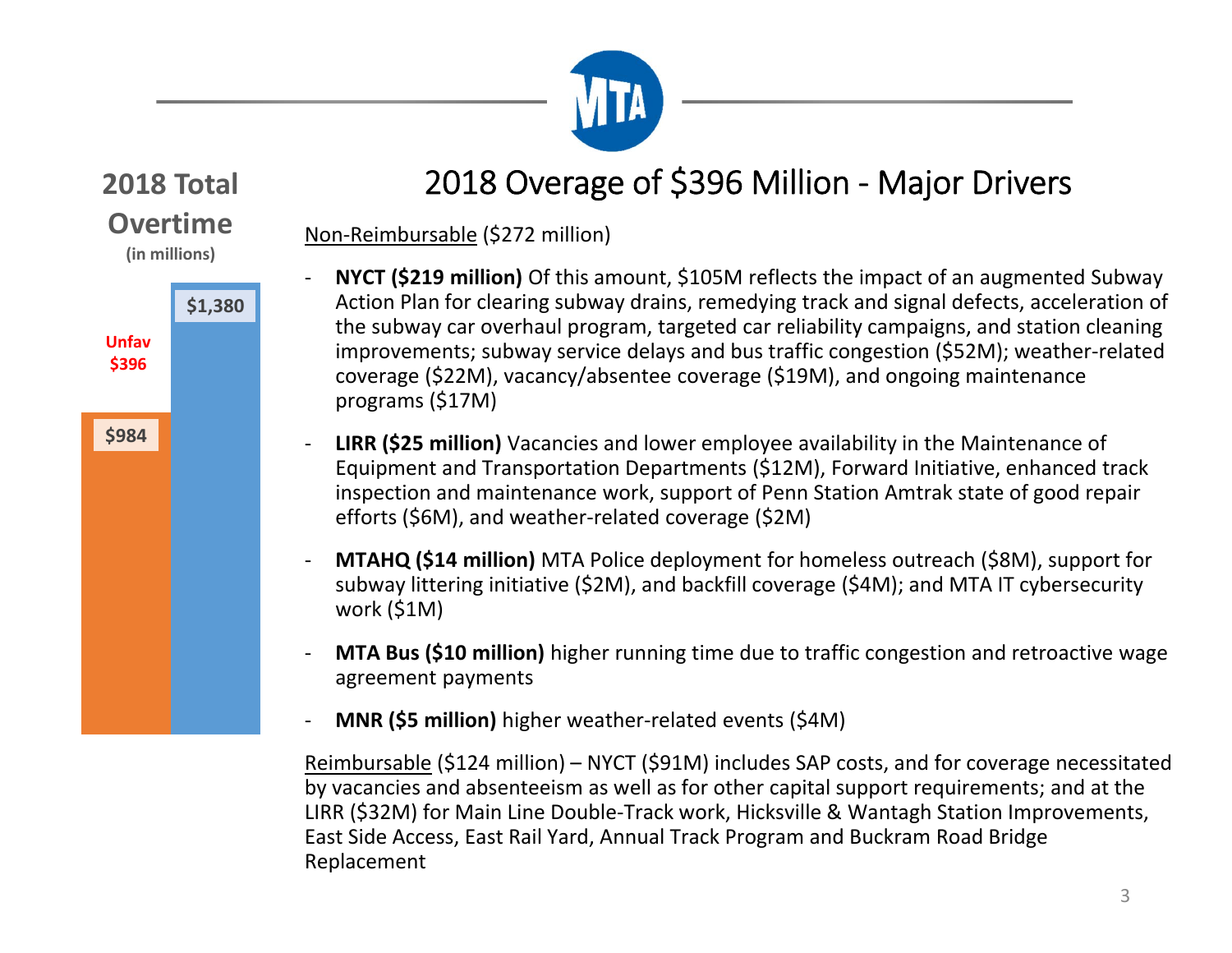## 2018 Total Overtime

(in millions)

- Unfav $396
- $984
- $1,380

# 2018 Overage of $396 Million - Major Drivers

Non-Reimbursable ($272 million)

- **NYCT ($219 million)** Of this amount, $105M reflects the impact of an augmented Subway Action Plan for clearing subway drains, remedying track and signal defects, acceleration of the subway car overhaul program, targeted car reliability campaigns, and station cleaning improvements; subway service delays and bus traffic congestion ($52M); weather-related coverage ($22M), vacancy/absentee coverage ($19M), and ongoing maintenance programs ($17M)
- **LIRR ($25 million)** Vacancies and lower employee availability in the Maintenance of Equipment and Transportation Departments ($12M), Forward Initiative, enhanced track inspection and maintenance work, support of Penn Station Amtrak state of good repair efforts ($6M), and weather-related coverage ($2M)
- **MTAHQ ($14 million)** MTA Police deployment for homeless outreach ($8M), support for subway littering initiative ($2M), and backfill coverage ($4M); and MTA IT cybersecurity work ($1M)
- **MTA Bus ($10 million)** higher running time due to traffic congestion and retroactive wage agreement payments
- **MNR ($5 million)** higher weather-related events ($4M)

Reimbursable ($124 million) – NYCT ($91M) includes SAP costs, and for coverage necessitated by vacancies and absenteeism as well as for other capital support requirements; and at the LIRR ($32M) for Main Line Double-Track work, Hicksville & Wantagh Station Improvements, East Side Access, East Rail Yard, Annual Track Program and Buckram Road Bridge Replacement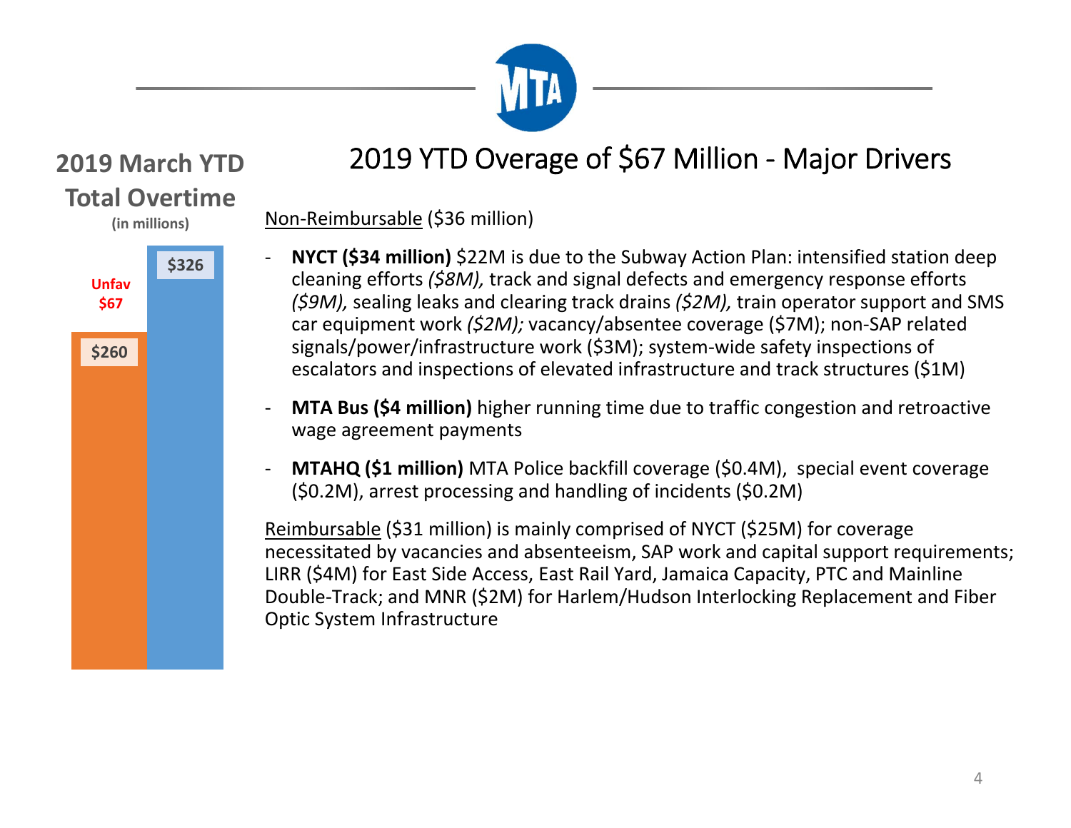## 2019 March YTD Total Overtime

(in millions)

$326

Unfav
$67

$260

# 2019 YTD Overage of $67 Million - Major Drivers

Non-Reimbursable ($36 million)

- **NYCT ($34 million)** $22M is due to the Subway Action Plan: intensified station deep cleaning efforts *($8M),* track and signal defects and emergency response efforts *($9M),* sealing leaks and clearing track drains *($2M),* train operator support and SMS car equipment work *($2M);* vacancy/absentee coverage ($7M); non-SAP related signals/power/infrastructure work ($3M); system-wide safety inspections of escalators and inspections of elevated infrastructure and track structures ($1M)
- **MTA Bus ($4 million)** higher running time due to traffic congestion and retroactive wage agreement payments
- **MTAHQ ($1 million)** MTA Police backfill coverage ($0.4M), special event coverage ($0.2M), arrest processing and handling of incidents ($0.2M)

Reimbursable ($31 million) is mainly comprised of NYCT ($25M) for coverage necessitated by vacancies and absenteeism, SAP work and capital support requirements; LIRR ($4M) for East Side Access, East Rail Yard, Jamaica Capacity, PTC and Mainline Double-Track; and MNR ($2M) for Harlem/Hudson Interlocking Replacement and Fiber Optic System Infrastructure